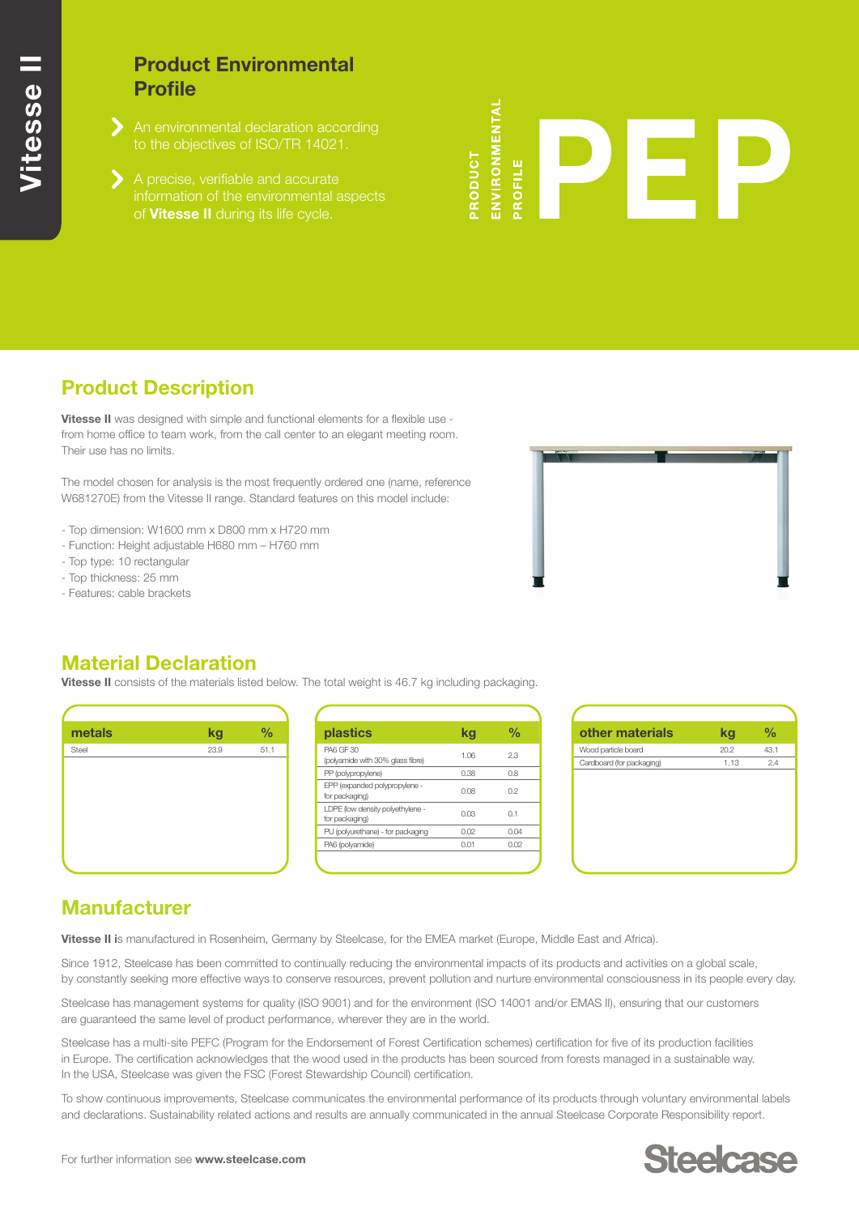# Product Environmental Profile

- An environmental declaration according to the objectives of ISO/TR 14021.
- A precise, verifiable and accurate information of the environmental aspects of **Vitesse II** during its life cycle.

PRODUCT ENVIRONMENTAL PROFILE **PEP**

## Product Description

**Vitesse II** was designed with simple and functional elements for a flexible use - from home office to team work, from the call center to an elegant meeting room. Their use has no limits.

The model chosen for analysis is the most frequently ordered one (name, reference W681270E) from the Vitesse II range. Standard features on this model include:

- Top dimension: W1600 mm x D800 mm x H720 mm
- Function: Height adjustable H680 mm – H760 mm
- Top type: 10 rectangular
- Top thickness: 25 mm
- Features: cable brackets

## Material Declaration

**Vitesse II** consists of the materials listed below. The total weight is 46.7 kg including packaging.

| metals | kg | % |
|---|---|---|
| Steel | 23.9 | 51.1 |

| plastics | kg | % |
|---|---|---|
| PA6 GF 30 (polyamide with 30% glass fibre) | 1.06 | 2.3 |
| PP (polypropylene) | 0.38 | 0.8 |
| EPP (expanded polypropylene - for packaging) | 0.08 | 0.2 |
| LDPE (low density polyethylene - for packaging) | 0.03 | 0.1 |
| PU (polyurethane) - for packaging | 0.02 | 0.04 |
| PA6 (polyamide) | 0.01 | 0.02 |

| other materials | kg | % |
|---|---|---|
| Wood particle board | 20.2 | 43.1 |
| Cardboard (for packaging) | 1.13 | 2.4 |

## Manufacturer

**Vitesse II** is manufactured in Rosenheim, Germany by Steelcase, for the EMEA market (Europe, Middle East and Africa).

Since 1912, Steelcase has been committed to continually reducing the environmental impacts of its products and activities on a global scale, by constantly seeking more effective ways to conserve resources, prevent pollution and nurture environmental consciousness in its people every day.

Steelcase has management systems for quality (ISO 9001) and for the environment (ISO 14001 and/or EMAS II), ensuring that our customers are guaranteed the same level of product performance, wherever they are in the world.

Steelcase has a multi-site PEFC (Program for the Endorsement of Forest Certification schemes) certification for five of its production facilities in Europe. The certification acknowledges that the wood used in the products has been sourced from forests managed in a sustainable way. In the USA, Steelcase was given the FSC (Forest Stewardship Council) certification.

To show continuous improvements, Steelcase communicates the environmental performance of its products through voluntary environmental labels and declarations. Sustainability related actions and results are annually communicated in the annual Steelcase Corporate Responsibility report.

For further information see **www.steelcase.com**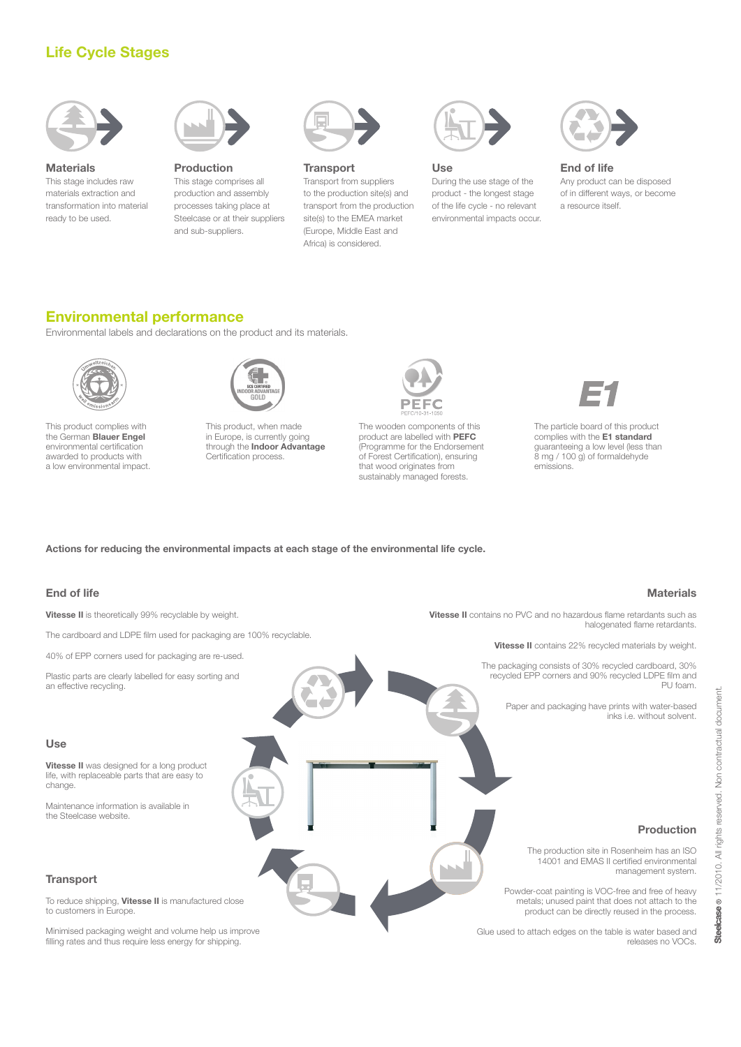## Life Cycle Stages

**Materials**
This stage includes raw materials extraction and transformation into material ready to be used.

**Production**
This stage comprises all production and assembly processes taking place at Steelcase or at their suppliers and sub-suppliers.

**Transport**
Transport from suppliers to the production site(s) and transport from the production site(s) to the EMEA market (Europe, Middle East and Africa) is considered.

**Use**
During the use stage of the product - the longest stage of the life cycle - no relevant environmental impacts occur.

**End of life**
Any product can be disposed of in different ways, or become a resource itself.

## Environmental performance

Environmental labels and declarations on the product and its materials.

This product complies with the German **Blauer Engel** environmental certification awarded to products with a low environmental impact.

This product, when made in Europe, is currently going through the **Indoor Advantage** Certification process.

The wooden components of this product are labelled with **PEFC** (Programme for the Endorsement of Forest Certification), ensuring that wood originates from sustainably managed forests.

The particle board of this product complies with the **E1 standard** guaranteeing a low level (less than 8 mg / 100 g) of formaldehyde emissions.

**Actions for reducing the environmental impacts at each stage of the environmental life cycle.**

### Materials

**Vitesse II** contains no PVC and no hazardous flame retardants such as halogenated flame retardants.

**Vitesse II** contains 22% recycled materials by weight.

The packaging consists of 30% recycled cardboard, 30% recycled EPP corners and 90% recycled LDPE film and PU foam.

Paper and packaging have prints with water-based inks i.e. without solvent.

### Production

The production site in Rosenheim has an ISO 14001 and EMAS II certified environmental management system.

Powder-coat painting is VOC-free and free of heavy metals; unused paint that does not attach to the product can be directly reused in the process.

Glue used to attach edges on the table is water based and releases no VOCs.

### Transport

To reduce shipping, **Vitesse II** is manufactured close to customers in Europe.

Minimised packaging weight and volume help us improve filling rates and thus require less energy for shipping.

### Use

**Vitesse II** was designed for a long product life, with replaceable parts that are easy to change.

Maintenance information is available in the Steelcase website.

### End of life

**Vitesse II** is theoretically 99% recyclable by weight.

The cardboard and LDPE film used for packaging are 100% recyclable.

40% of EPP corners used for packaging are re-used.

Plastic parts are clearly labelled for easy sorting and an effective recycling.

Steelcase® 11/2010. All rights reserved. Non contractual document.